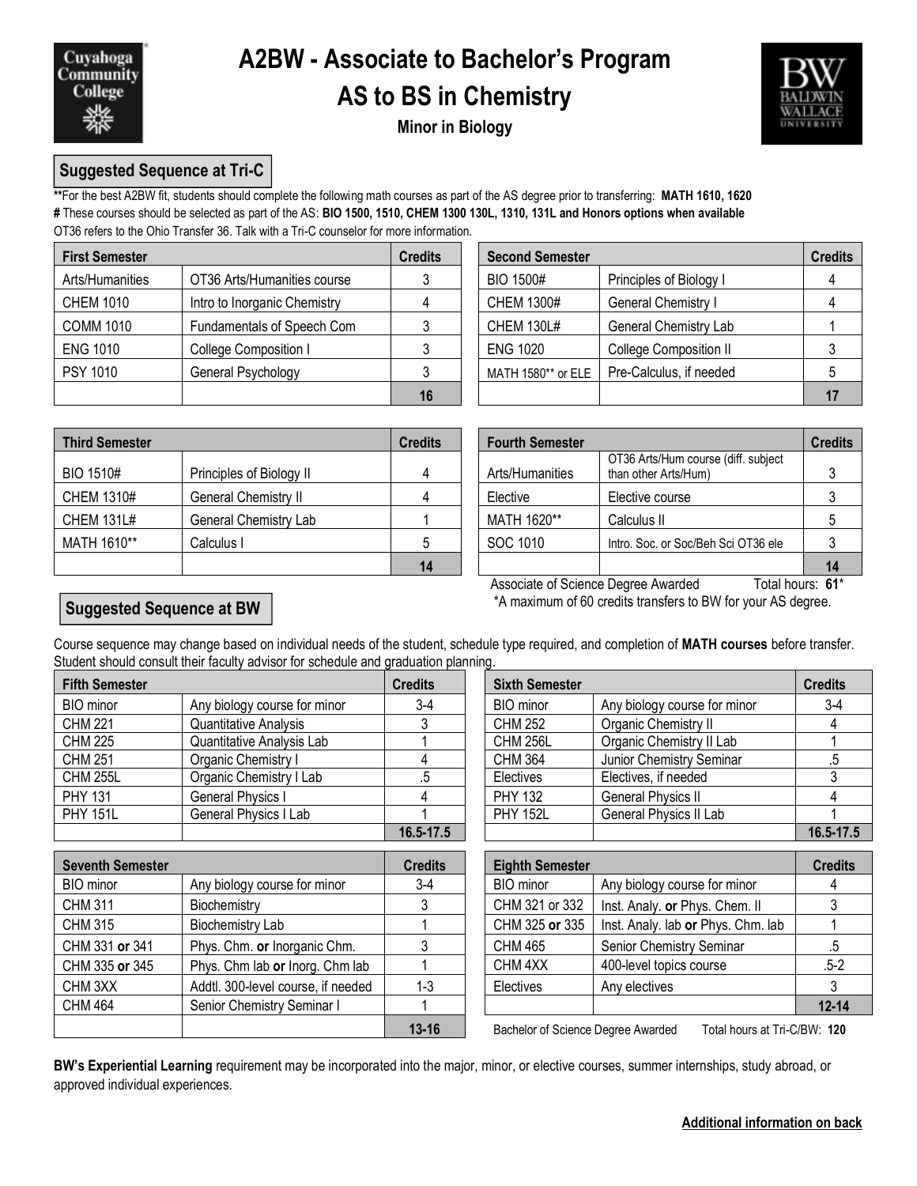# A2BW - Associate to Bachelor's Program

# AS to BS in Chemistry

### Minor in Biology

## Suggested Sequence at Tri-C

**\*\***For the best A2BW fit, students should complete the following math courses as part of the AS degree prior to transferring: **MATH 1610, 1620**

**#** These courses should be selected as part of the AS: **BIO 1500, 1510, CHEM 1300 130L, 1310, 131L and Honors options when available**

OT36 refers to the Ohio Transfer 36. Talk with a Tri-C counselor for more information.

| First Semester | | Credits |
|---|---|---|
| Arts/Humanities | OT36 Arts/Humanities course | 3 |
| CHEM 1010 | Intro to Inorganic Chemistry | 4 |
| COMM 1010 | Fundamentals of Speech Com | 3 |
| ENG 1010 | College Composition I | 3 |
| PSY 1010 | General Psychology | 3 |
| | | **16** |

| Second Semester | | Credits |
|---|---|---|
| BIO 1500# | Principles of Biology I | 4 |
| CHEM 1300# | General Chemistry I | 4 |
| CHEM 130L# | General Chemistry Lab | 1 |
| ENG 1020 | College Composition II | 3 |
| MATH 1580** or ELE | Pre-Calculus, if needed | 5 |
| | | **17** |

| Third Semester | | Credits |
|---|---|---|
| BIO 1510# | Principles of Biology II | 4 |
| CHEM 1310# | General Chemistry II | 4 |
| CHEM 131L# | General Chemistry Lab | 1 |
| MATH 1610** | Calculus I | 5 |
| | | **14** |

| Fourth Semester | | Credits |
|---|---|---|
| Arts/Humanities | OT36 Arts/Hum course (diff. subject than other Arts/Hum) | 3 |
| Elective | Elective course | 3 |
| MATH 1620** | Calculus II | 5 |
| SOC 1010 | Intro. Soc. or Soc/Beh Sci OT36 ele | 3 |
| | | **14** |

Associate of Science Degree Awarded Total hours: **61***

*A maximum of 60 credits transfers to BW for your AS degree.

## Suggested Sequence at BW

Course sequence may change based on individual needs of the student, schedule type required, and completion of **MATH courses** before transfer. Student should consult their faculty advisor for schedule and graduation planning.

| Fifth Semester | | Credits |
|---|---|---|
| BIO minor | Any biology course for minor | 3-4 |
| CHM 221 | Quantitative Analysis | 3 |
| CHM 225 | Quantitative Analysis Lab | 1 |
| CHM 251 | Organic Chemistry I | 4 |
| CHM 255L | Organic Chemistry I Lab | .5 |
| PHY 131 | General Physics I | 4 |
| PHY 151L | General Physics I Lab | 1 |
| | | **16.5-17.5** |

| Sixth Semester | | Credits |
|---|---|---|
| BIO minor | Any biology course for minor | 3-4 |
| CHM 252 | Organic Chemistry II | 4 |
| CHM 256L | Organic Chemistry II Lab | 1 |
| CHM 364 | Junior Chemistry Seminar | .5 |
| Electives | Electives, if needed | 3 |
| PHY 132 | General Physics II | 4 |
| PHY 152L | General Physics II Lab | 1 |
| | | **16.5-17.5** |

| Seventh Semester | | Credits |
|---|---|---|
| BIO minor | Any biology course for minor | 3-4 |
| CHM 311 | Biochemistry | 3 |
| CHM 315 | Biochemistry Lab | 1 |
| CHM 331 **or** 341 | Phys. Chm. **or** Inorganic Chm. | 3 |
| CHM 335 **or** 345 | Phys. Chm lab **or** Inorg. Chm lab | 1 |
| CHM 3XX | Addtl. 300-level course, if needed | 1-3 |
| CHM 464 | Senior Chemistry Seminar I | 1 |
| | | **13-16** |

| Eighth Semester | | Credits |
|---|---|---|
| BIO minor | Any biology course for minor | 4 |
| CHM 321 or 332 | Inst. Analy. **or** Phys. Chem. II | 3 |
| CHM 325 **or** 335 | Inst. Analy. lab **or** Phys. Chm. lab | 1 |
| CHM 465 | Senior Chemistry Seminar | .5 |
| CHM 4XX | 400-level topics course | .5-2 |
| Electives | Any electives | 3 |
| | | **12-14** |

Bachelor of Science Degree Awarded Total hours at Tri-C/BW: **120**

**BW's Experiential Learning** requirement may be incorporated into the major, minor, or elective courses, summer internships, study abroad, or approved individual experiences.

**Additional information on back**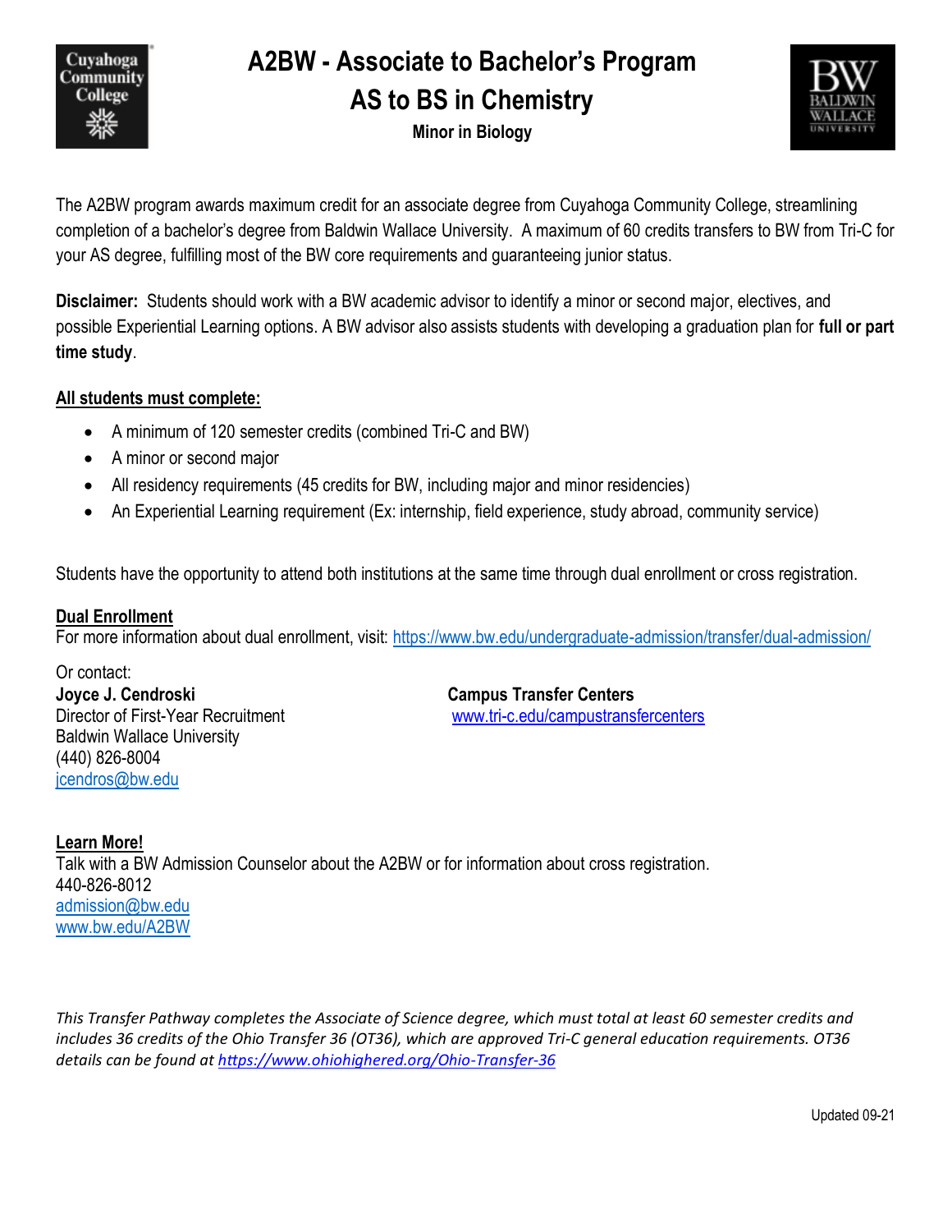# A2BW - Associate to Bachelor's Program

## AS to BS in Chemistry

**Minor in Biology**

The A2BW program awards maximum credit for an associate degree from Cuyahoga Community College, streamlining completion of a bachelor's degree from Baldwin Wallace University. A maximum of 60 credits transfers to BW from Tri-C for your AS degree, fulfilling most of the BW core requirements and guaranteeing junior status.

**Disclaimer:** Students should work with a BW academic advisor to identify a minor or second major, electives, and possible Experiential Learning options. A BW advisor also assists students with developing a graduation plan for **full or part time study**.

**All students must complete:**

- A minimum of 120 semester credits (combined Tri-C and BW)
- A minor or second major
- All residency requirements (45 credits for BW, including major and minor residencies)
- An Experiential Learning requirement (Ex: internship, field experience, study abroad, community service)

Students have the opportunity to attend both institutions at the same time through dual enrollment or cross registration.

**Dual Enrollment**
For more information about dual enrollment, visit: https://www.bw.edu/undergraduate-admission/transfer/dual-admission/

Or contact:
**Joyce J. Cendroski**
Director of First-Year Recruitment
Baldwin Wallace University
(440) 826-8004
jcendros@bw.edu

**Campus Transfer Centers**
www.tri-c.edu/campustransfercenters

**Learn More!**
Talk with a BW Admission Counselor about the A2BW or for information about cross registration.
440-826-8012
admission@bw.edu
www.bw.edu/A2BW

*This Transfer Pathway completes the Associate of Science degree, which must total at least 60 semester credits and includes 36 credits of the Ohio Transfer 36 (OT36), which are approved Tri-C general education requirements. OT36 details can be found at https://www.ohiohighered.org/Ohio-Transfer-36*

Updated 09-21